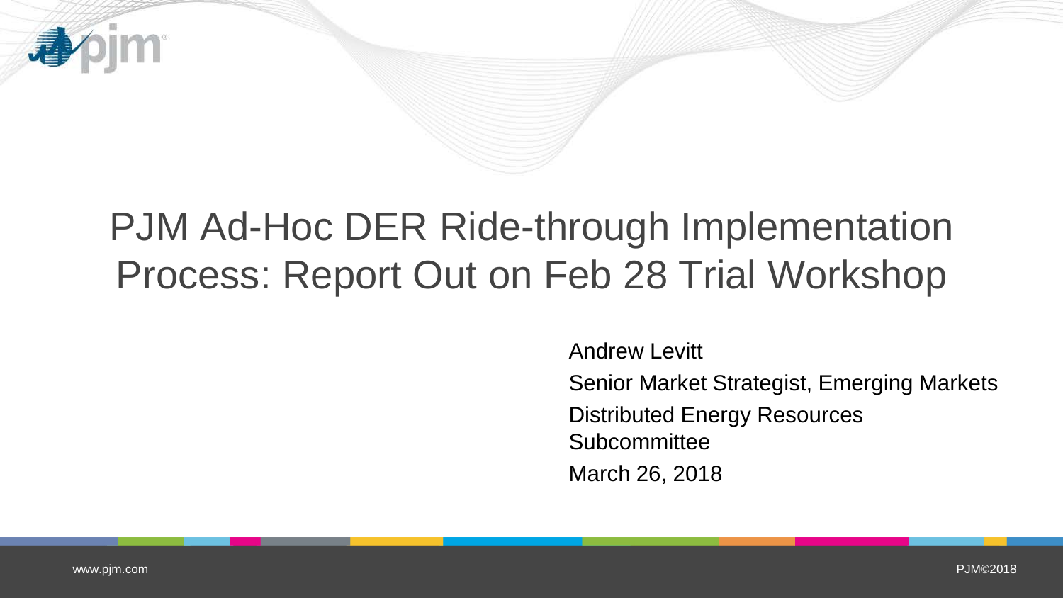# PJM Ad-Hoc DER Ride-through Implementation Process: Report Out on Feb 28 Trial Workshop

Andrew Levitt

Senior Market Strategist, Emerging Markets

Distributed Energy Resources Subcommittee

March 26, 2018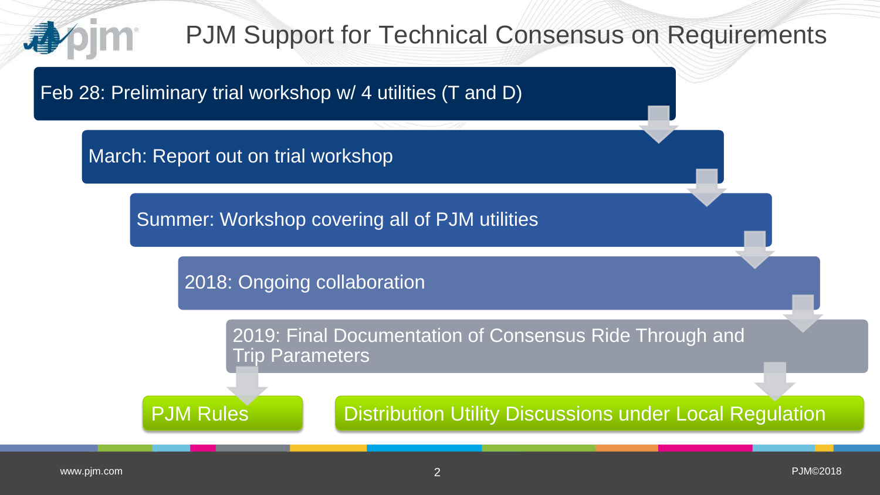# PJM Support for Technical Consensus on Requirements

Feb 28: Preliminary trial workshop w/ 4 utilities (T and D)

March: Report out on trial workshop

Summer: Workshop covering all of PJM utilities

2018: Ongoing collaboration

2019: Final Documentation of Consensus Ride Through and Trip Parameters

PJM Rules

Distribution Utility Discussions under Local Regulation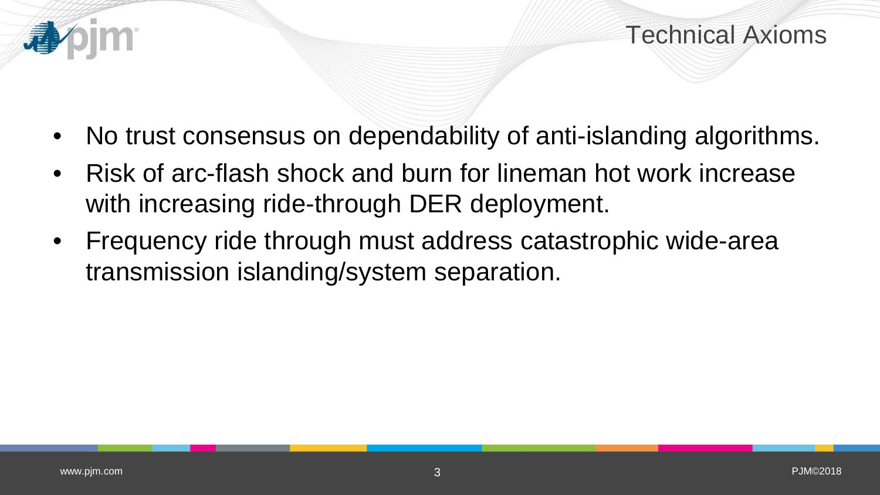# Technical Axioms

- No trust consensus on dependability of anti-islanding algorithms.
- Risk of arc-flash shock and burn for lineman hot work increase with increasing ride-through DER deployment.
- Frequency ride through must address catastrophic wide-area transmission islanding/system separation.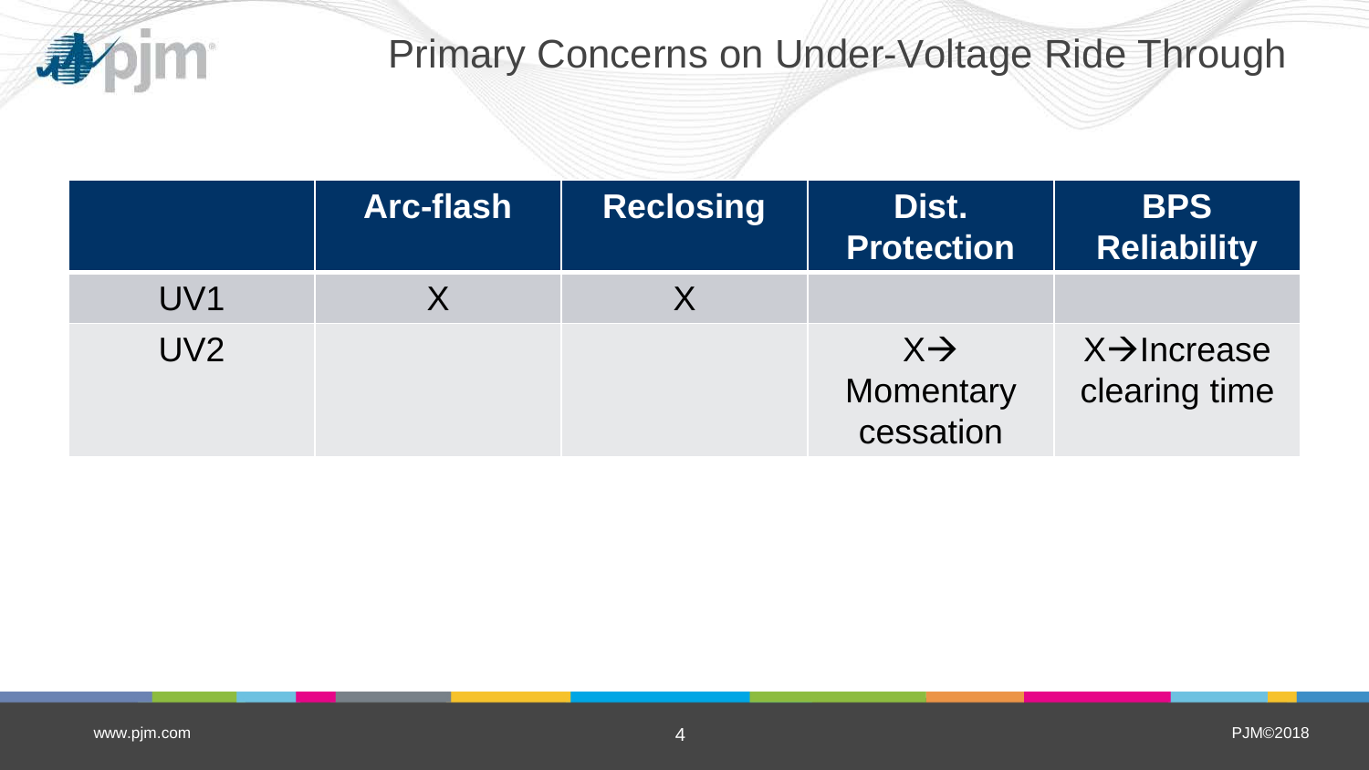# Primary Concerns on Under-Voltage Ride Through

| | Arc-flash | Reclosing | Dist. Protection | BPS Reliability |
|---|---|---|---|---|
| UV1 | X | X | | |
| UV2 | | | X→ Momentary cessation | X→Increase clearing time |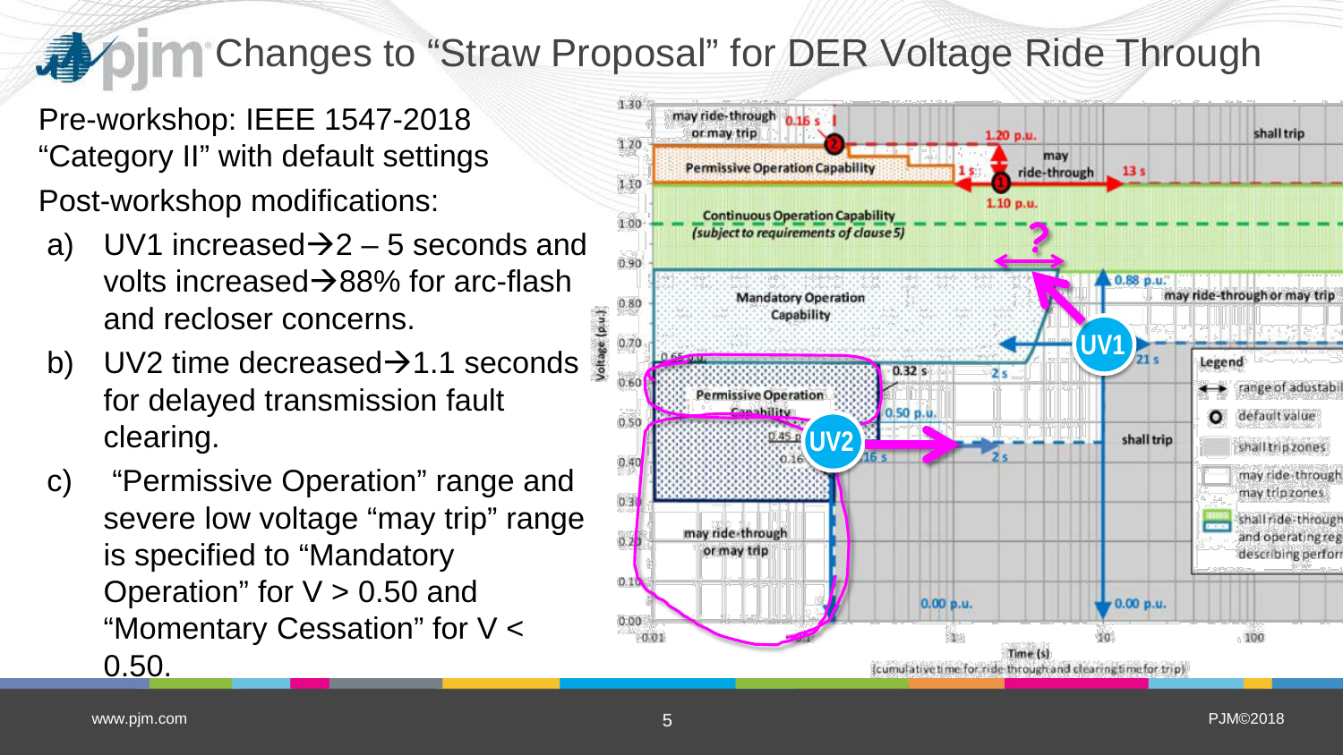# Changes to "Straw Proposal" for DER Voltage Ride Through

Pre-workshop: IEEE 1547-2018 "Category II" with default settings

Post-workshop modifications:

a) UV1 increased→2 – 5 seconds and volts increased→88% for arc-flash and recloser concerns.

b) UV2 time decreased→1.1 seconds for delayed transmission fault clearing.

c) "Permissive Operation" range and severe low voltage "may trip" range is specified to "Mandatory Operation" for V > 0.50 and "Momentary Cessation" for V < 0.50.

may ride-through or may trip
0.16 s
shall trip
1.20 p.u.
Permissive Operation Capability
1 s
may ride-through
13 s
1.10 p.u.
Continuous Operation Capability (subject to requirements of clause 5)
?
0.88 p.u.
may ride-through or may trip
Mandatory Operation Capability
UV1
0.32 s
2 s
21 s
Permissive Operation Capability
0.50 p.u.
0.45 p.u.
UV2
0.16 s
2 s
shall trip
may ride-through or may trip
0.00 p.u.
0.00 p.u.
Voltage (p.u.)
Time (s)
(cumulative time for ride-through and clearing time for trip)
Legend
range of adjustability
default value
shall trip zones
may ride-through may trip zones
shall ride-through and operating region describing performance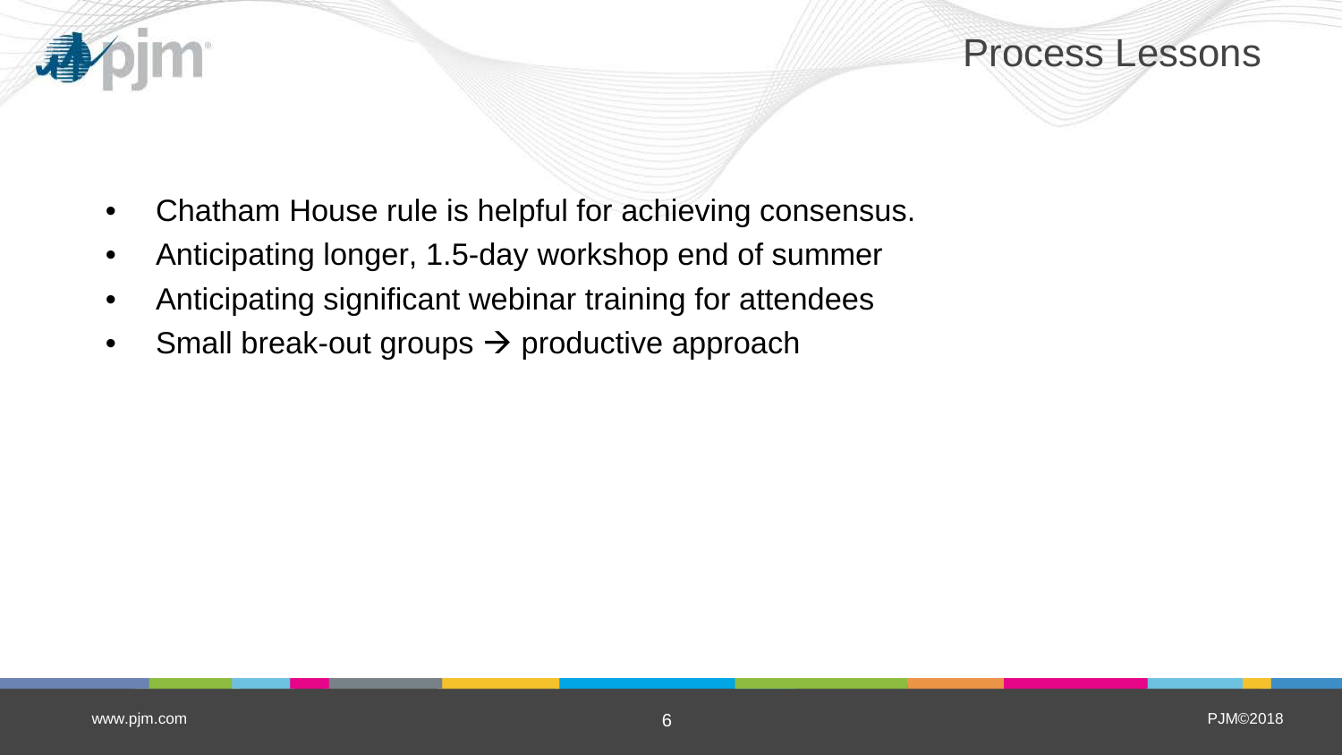# Process Lessons

- Chatham House rule is helpful for achieving consensus.
- Anticipating longer, 1.5-day workshop end of summer
- Anticipating significant webinar training for attendees
- Small break-out groups → productive approach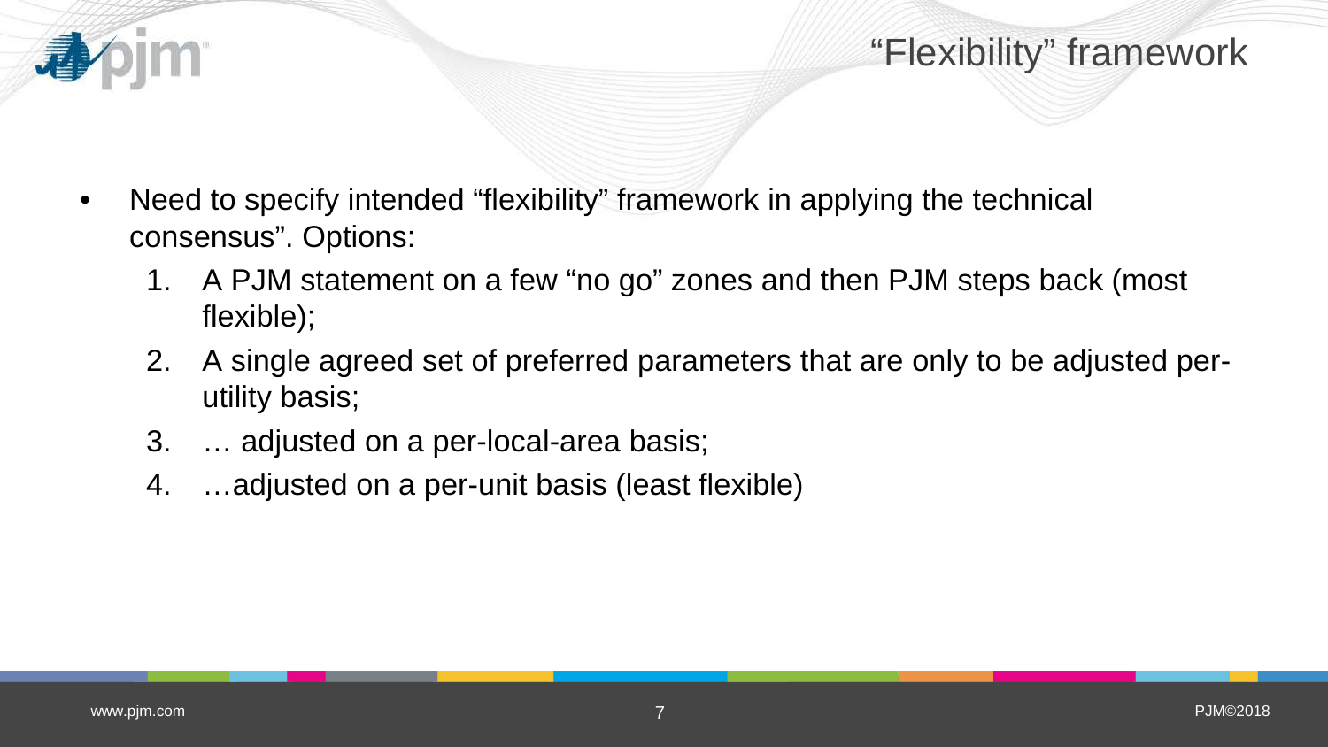# “Flexibility” framework

- Need to specify intended “flexibility” framework in applying the technical consensus”. Options:
  1. A PJM statement on a few “no go” zones and then PJM steps back (most flexible);
  2. A single agreed set of preferred parameters that are only to be adjusted per-utility basis;
  3. … adjusted on a per-local-area basis;
  4. …adjusted on a per-unit basis (least flexible)